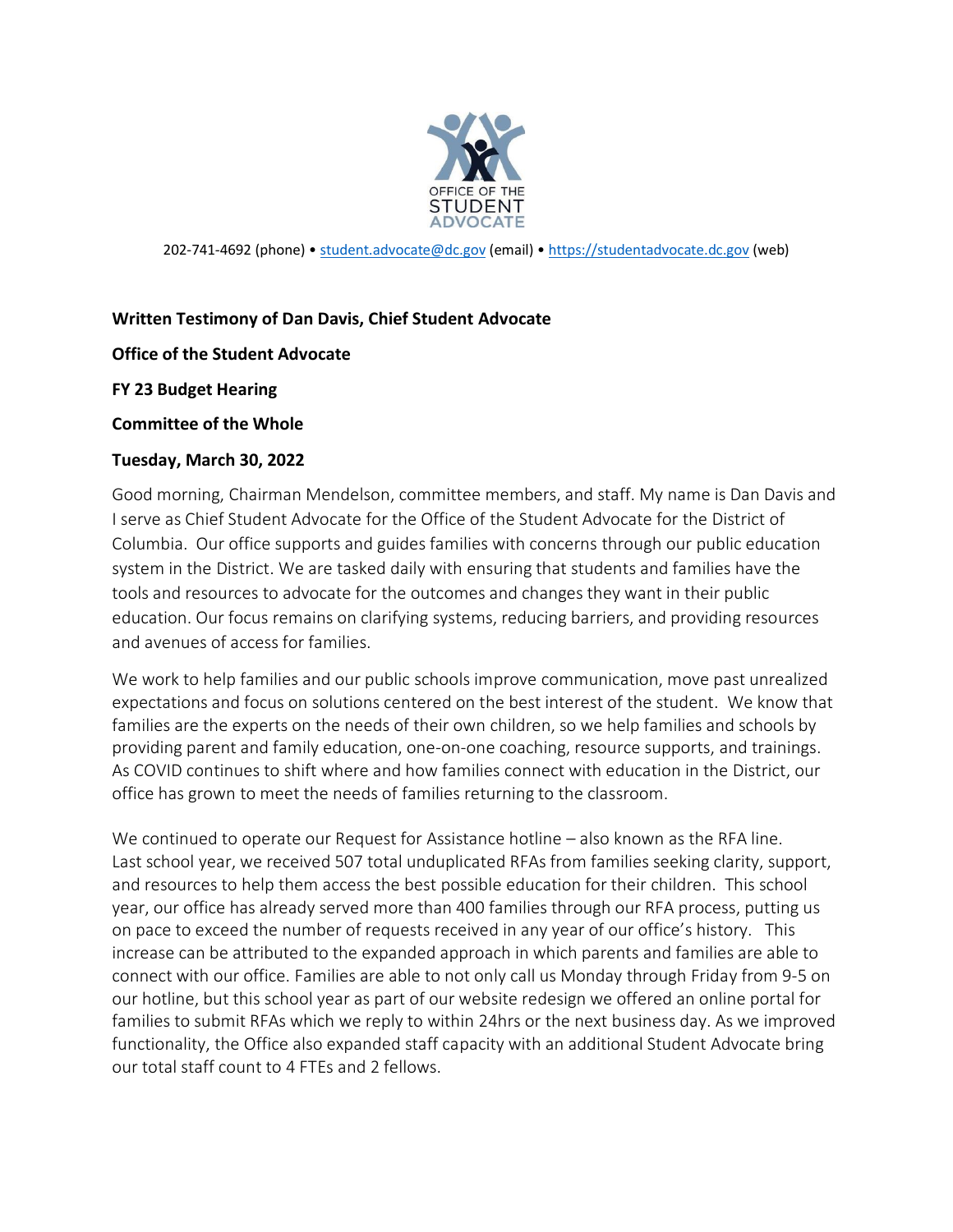OFFICE OF THE STUDENT ADVOCATE

202-741-4692 (phone) • student.advocate@dc.gov (email) • https://studentadvocate.dc.gov (web)

**Written Testimony of Dan Davis, Chief Student Advocate**

**Office of the Student Advocate**

**FY 23 Budget Hearing**

**Committee of the Whole**

**Tuesday, March 30, 2022**

Good morning, Chairman Mendelson, committee members, and staff. My name is Dan Davis and I serve as Chief Student Advocate for the Office of the Student Advocate for the District of Columbia. Our office supports and guides families with concerns through our public education system in the District. We are tasked daily with ensuring that students and families have the tools and resources to advocate for the outcomes and changes they want in their public education. Our focus remains on clarifying systems, reducing barriers, and providing resources and avenues of access for families.

We work to help families and our public schools improve communication, move past unrealized expectations and focus on solutions centered on the best interest of the student. We know that families are the experts on the needs of their own children, so we help families and schools by providing parent and family education, one-on-one coaching, resource supports, and trainings. As COVID continues to shift where and how families connect with education in the District, our office has grown to meet the needs of families returning to the classroom.

We continued to operate our Request for Assistance hotline – also known as the RFA line. Last school year, we received 507 total unduplicated RFAs from families seeking clarity, support, and resources to help them access the best possible education for their children. This school year, our office has already served more than 400 families through our RFA process, putting us on pace to exceed the number of requests received in any year of our office's history. This increase can be attributed to the expanded approach in which parents and families are able to connect with our office. Families are able to not only call us Monday through Friday from 9-5 on our hotline, but this school year as part of our website redesign we offered an online portal for families to submit RFAs which we reply to within 24hrs or the next business day. As we improved functionality, the Office also expanded staff capacity with an additional Student Advocate bring our total staff count to 4 FTEs and 2 fellows.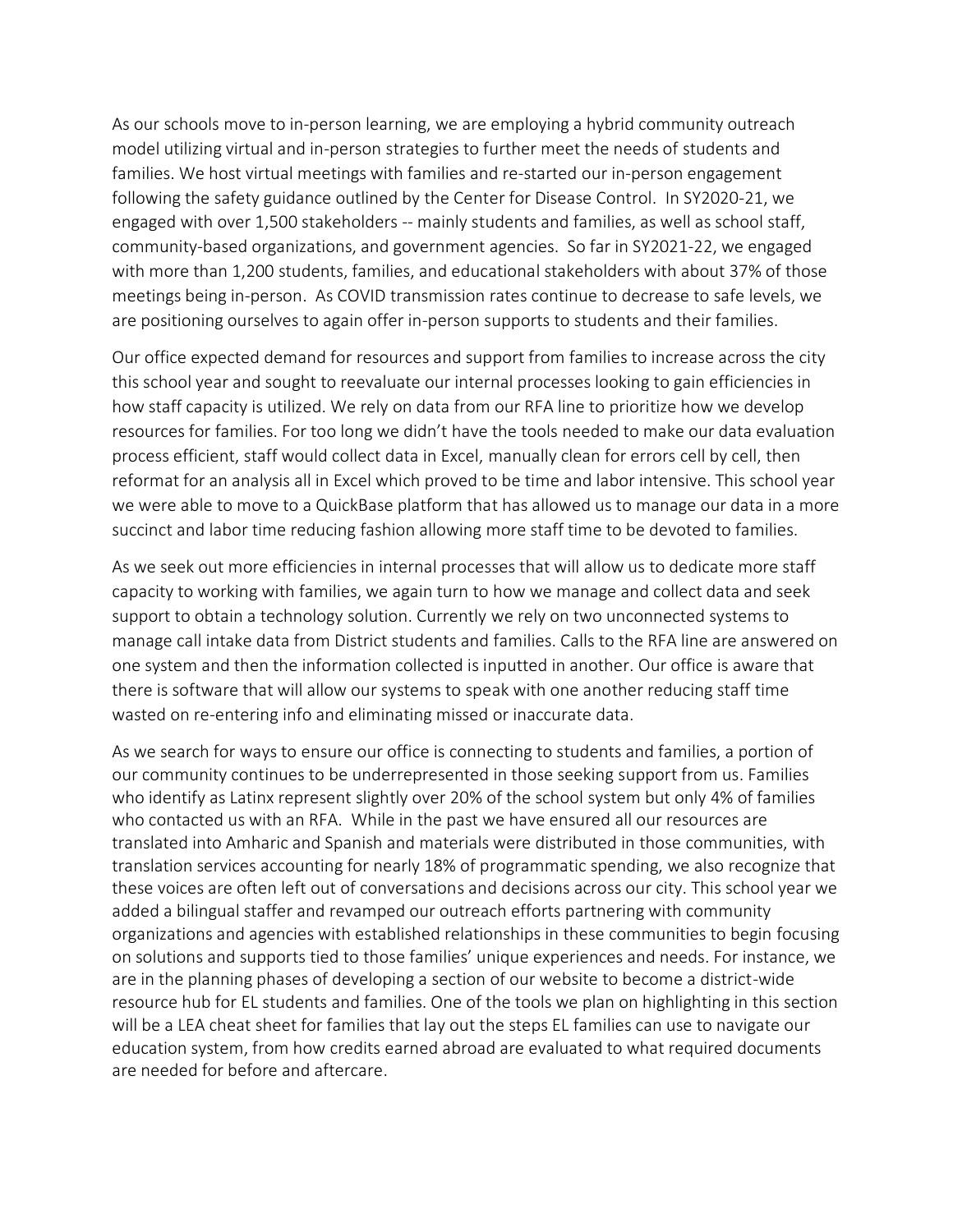As our schools move to in-person learning, we are employing a hybrid community outreach model utilizing virtual and in-person strategies to further meet the needs of students and families. We host virtual meetings with families and re-started our in-person engagement following the safety guidance outlined by the Center for Disease Control. In SY2020-21, we engaged with over 1,500 stakeholders -- mainly students and families, as well as school staff, community-based organizations, and government agencies. So far in SY2021-22, we engaged with more than 1,200 students, families, and educational stakeholders with about 37% of those meetings being in-person. As COVID transmission rates continue to decrease to safe levels, we are positioning ourselves to again offer in-person supports to students and their families.

Our office expected demand for resources and support from families to increase across the city this school year and sought to reevaluate our internal processes looking to gain efficiencies in how staff capacity is utilized. We rely on data from our RFA line to prioritize how we develop resources for families. For too long we didn't have the tools needed to make our data evaluation process efficient, staff would collect data in Excel, manually clean for errors cell by cell, then reformat for an analysis all in Excel which proved to be time and labor intensive. This school year we were able to move to a QuickBase platform that has allowed us to manage our data in a more succinct and labor time reducing fashion allowing more staff time to be devoted to families.

As we seek out more efficiencies in internal processes that will allow us to dedicate more staff capacity to working with families, we again turn to how we manage and collect data and seek support to obtain a technology solution. Currently we rely on two unconnected systems to manage call intake data from District students and families. Calls to the RFA line are answered on one system and then the information collected is inputted in another. Our office is aware that there is software that will allow our systems to speak with one another reducing staff time wasted on re-entering info and eliminating missed or inaccurate data.

As we search for ways to ensure our office is connecting to students and families, a portion of our community continues to be underrepresented in those seeking support from us. Families who identify as Latinx represent slightly over 20% of the school system but only 4% of families who contacted us with an RFA. While in the past we have ensured all our resources are translated into Amharic and Spanish and materials were distributed in those communities, with translation services accounting for nearly 18% of programmatic spending, we also recognize that these voices are often left out of conversations and decisions across our city. This school year we added a bilingual staffer and revamped our outreach efforts partnering with community organizations and agencies with established relationships in these communities to begin focusing on solutions and supports tied to those families' unique experiences and needs. For instance, we are in the planning phases of developing a section of our website to become a district-wide resource hub for EL students and families. One of the tools we plan on highlighting in this section will be a LEA cheat sheet for families that lay out the steps EL families can use to navigate our education system, from how credits earned abroad are evaluated to what required documents are needed for before and aftercare.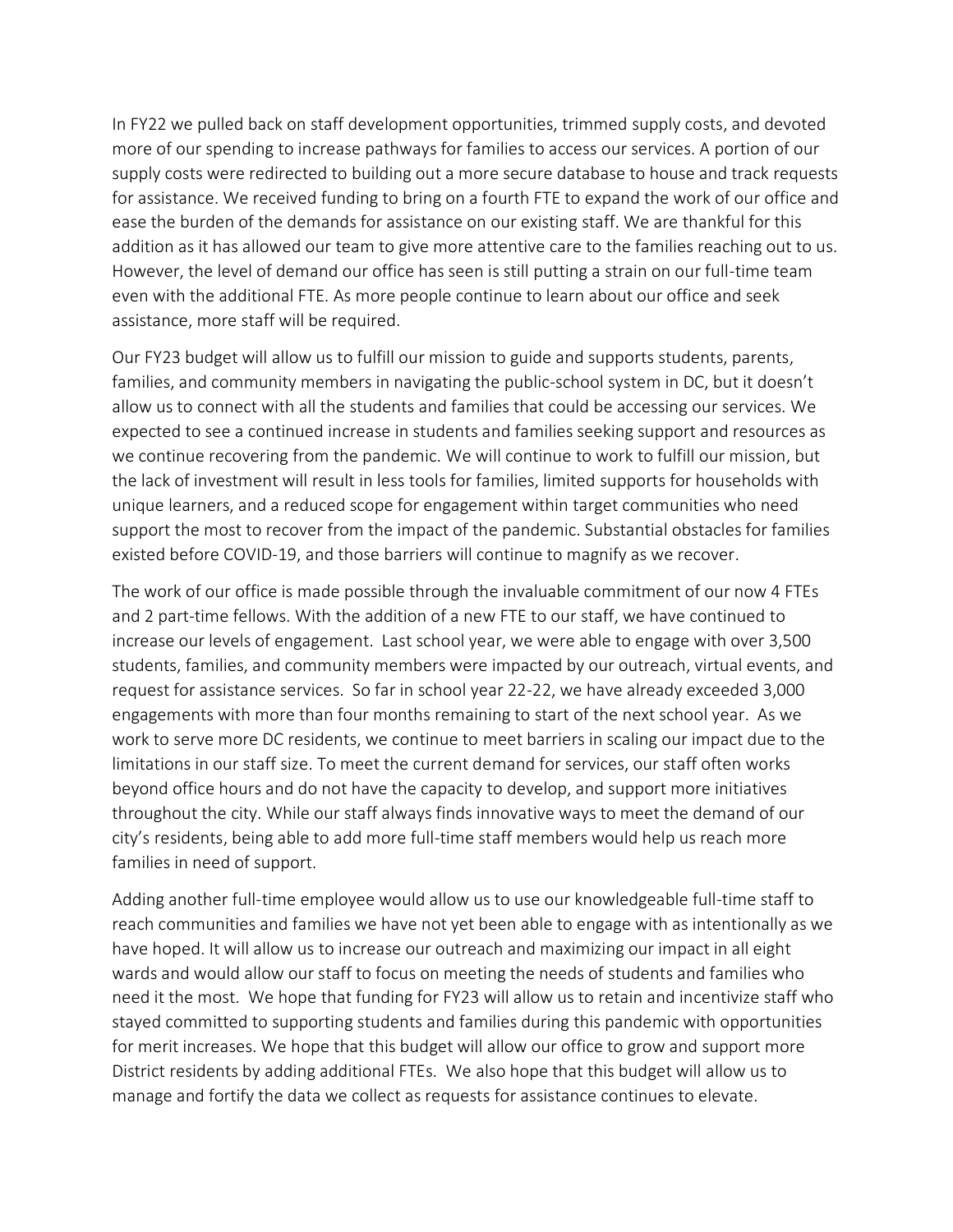In FY22 we pulled back on staff development opportunities, trimmed supply costs, and devoted more of our spending to increase pathways for families to access our services. A portion of our supply costs were redirected to building out a more secure database to house and track requests for assistance. We received funding to bring on a fourth FTE to expand the work of our office and ease the burden of the demands for assistance on our existing staff. We are thankful for this addition as it has allowed our team to give more attentive care to the families reaching out to us. However, the level of demand our office has seen is still putting a strain on our full-time team even with the additional FTE. As more people continue to learn about our office and seek assistance, more staff will be required.

Our FY23 budget will allow us to fulfill our mission to guide and supports students, parents, families, and community members in navigating the public-school system in DC, but it doesn't allow us to connect with all the students and families that could be accessing our services. We expected to see a continued increase in students and families seeking support and resources as we continue recovering from the pandemic. We will continue to work to fulfill our mission, but the lack of investment will result in less tools for families, limited supports for households with unique learners, and a reduced scope for engagement within target communities who need support the most to recover from the impact of the pandemic. Substantial obstacles for families existed before COVID-19, and those barriers will continue to magnify as we recover.

The work of our office is made possible through the invaluable commitment of our now 4 FTEs and 2 part-time fellows. With the addition of a new FTE to our staff, we have continued to increase our levels of engagement. Last school year, we were able to engage with over 3,500 students, families, and community members were impacted by our outreach, virtual events, and request for assistance services. So far in school year 22-22, we have already exceeded 3,000 engagements with more than four months remaining to start of the next school year. As we work to serve more DC residents, we continue to meet barriers in scaling our impact due to the limitations in our staff size. To meet the current demand for services, our staff often works beyond office hours and do not have the capacity to develop, and support more initiatives throughout the city. While our staff always finds innovative ways to meet the demand of our city's residents, being able to add more full-time staff members would help us reach more families in need of support.

Adding another full-time employee would allow us to use our knowledgeable full-time staff to reach communities and families we have not yet been able to engage with as intentionally as we have hoped. It will allow us to increase our outreach and maximizing our impact in all eight wards and would allow our staff to focus on meeting the needs of students and families who need it the most. We hope that funding for FY23 will allow us to retain and incentivize staff who stayed committed to supporting students and families during this pandemic with opportunities for merit increases. We hope that this budget will allow our office to grow and support more District residents by adding additional FTEs. We also hope that this budget will allow us to manage and fortify the data we collect as requests for assistance continues to elevate.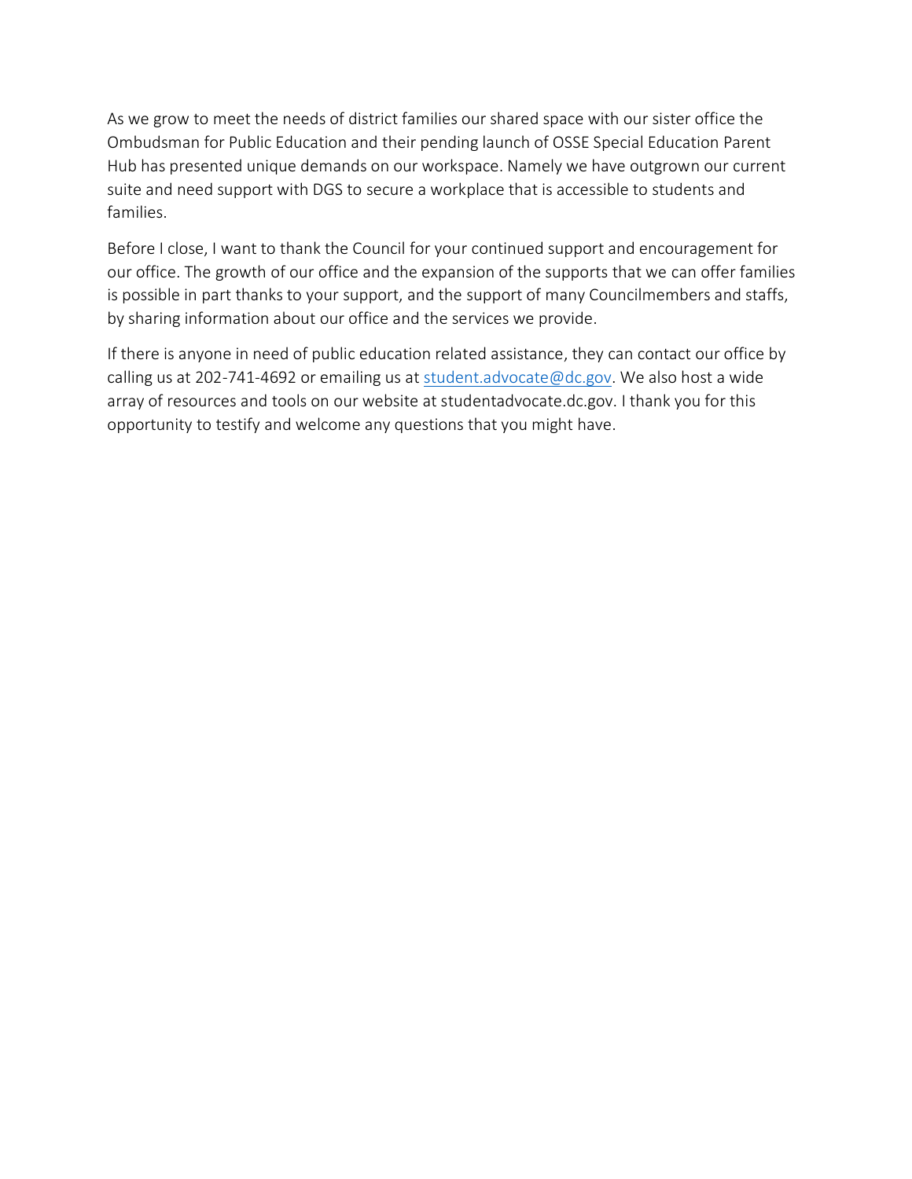As we grow to meet the needs of district families our shared space with our sister office the Ombudsman for Public Education and their pending launch of OSSE Special Education Parent Hub has presented unique demands on our workspace. Namely we have outgrown our current suite and need support with DGS to secure a workplace that is accessible to students and families.

Before I close, I want to thank the Council for your continued support and encouragement for our office. The growth of our office and the expansion of the supports that we can offer families is possible in part thanks to your support, and the support of many Councilmembers and staffs, by sharing information about our office and the services we provide.

If there is anyone in need of public education related assistance, they can contact our office by calling us at 202-741-4692 or emailing us at [student.advocate@dc.gov](mailto:student.advocate@dc.gov). We also host a wide array of resources and tools on our website at studentadvocate.dc.gov. I thank you for this opportunity to testify and welcome any questions that you might have.